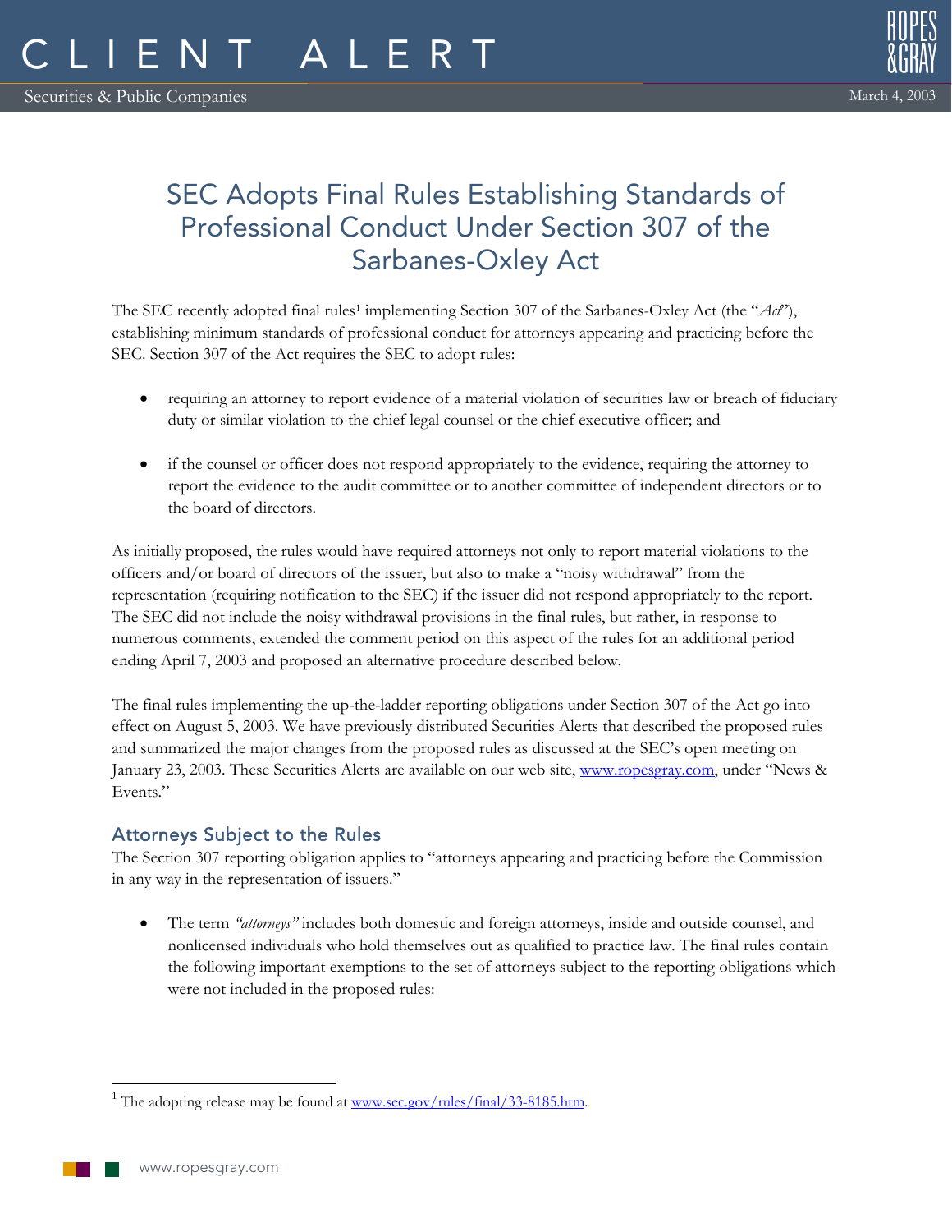# CLIENT ALERT

Securities & Public Companies

March 4, 2003

## SEC Adopts Final Rules Establishing Standards of Professional Conduct Under Section 307 of the Sarbanes-Oxley Act

The SEC recently adopted final rules[1] implementing Section 307 of the Sarbanes-Oxley Act (the "*Act*"), establishing minimum standards of professional conduct for attorneys appearing and practicing before the SEC. Section 307 of the Act requires the SEC to adopt rules:

- requiring an attorney to report evidence of a material violation of securities law or breach of fiduciary duty or similar violation to the chief legal counsel or the chief executive officer; and
- if the counsel or officer does not respond appropriately to the evidence, requiring the attorney to report the evidence to the audit committee or to another committee of independent directors or to the board of directors.

As initially proposed, the rules would have required attorneys not only to report material violations to the officers and/or board of directors of the issuer, but also to make a "noisy withdrawal" from the representation (requiring notification to the SEC) if the issuer did not respond appropriately to the report. The SEC did not include the noisy withdrawal provisions in the final rules, but rather, in response to numerous comments, extended the comment period on this aspect of the rules for an additional period ending April 7, 2003 and proposed an alternative procedure described below.

The final rules implementing the up-the-ladder reporting obligations under Section 307 of the Act go into effect on August 5, 2003. We have previously distributed Securities Alerts that described the proposed rules and summarized the major changes from the proposed rules as discussed at the SEC's open meeting on January 23, 2003. These Securities Alerts are available on our web site, www.ropesgray.com, under "News & Events."

### Attorneys Subject to the Rules

The Section 307 reporting obligation applies to "attorneys appearing and practicing before the Commission in any way in the representation of issuers."

- The term *"attorneys"* includes both domestic and foreign attorneys, inside and outside counsel, and nonlicensed individuals who hold themselves out as qualified to practice law. The final rules contain the following important exemptions to the set of attorneys subject to the reporting obligations which were not included in the proposed rules:

[1] The adopting release may be found at www.sec.gov/rules/final/33-8185.htm.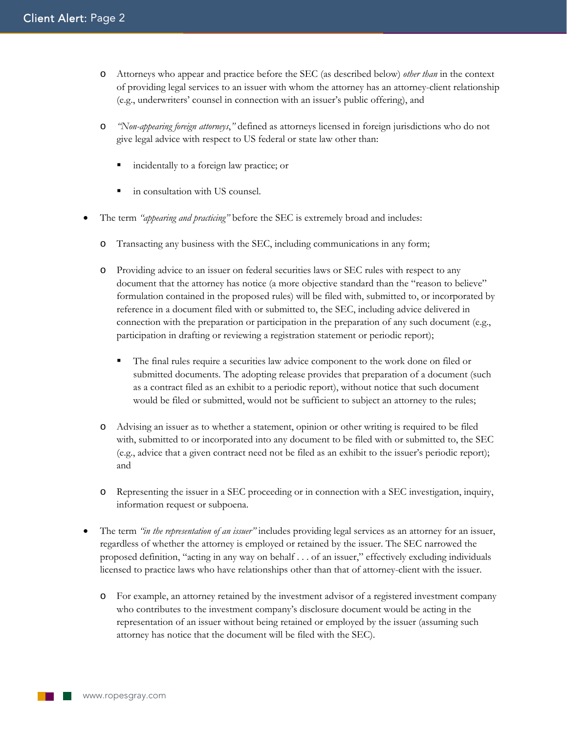- Attorneys who appear and practice before the SEC (as described below) *other than* in the context of providing legal services to an issuer with whom the attorney has an attorney-client relationship (e.g., underwriters' counsel in connection with an issuer's public offering), and
  - *"Non-appearing foreign attorneys,"* defined as attorneys licensed in foreign jurisdictions who do not give legal advice with respect to US federal or state law other than:
    - incidentally to a foreign law practice; or
    - in consultation with US counsel.
- The term *"appearing and practicing"* before the SEC is extremely broad and includes:
  - Transacting any business with the SEC, including communications in any form;
  - Providing advice to an issuer on federal securities laws or SEC rules with respect to any document that the attorney has notice (a more objective standard than the "reason to believe" formulation contained in the proposed rules) will be filed with, submitted to, or incorporated by reference in a document filed with or submitted to, the SEC, including advice delivered in connection with the preparation or participation in the preparation of any such document (e.g., participation in drafting or reviewing a registration statement or periodic report);
    - The final rules require a securities law advice component to the work done on filed or submitted documents. The adopting release provides that preparation of a document (such as a contract filed as an exhibit to a periodic report), without notice that such document would be filed or submitted, would not be sufficient to subject an attorney to the rules;
  - Advising an issuer as to whether a statement, opinion or other writing is required to be filed with, submitted to or incorporated into any document to be filed with or submitted to, the SEC (e.g., advice that a given contract need not be filed as an exhibit to the issuer's periodic report); and
  - Representing the issuer in a SEC proceeding or in connection with a SEC investigation, inquiry, information request or subpoena.
- The term *"in the representation of an issuer"* includes providing legal services as an attorney for an issuer, regardless of whether the attorney is employed or retained by the issuer. The SEC narrowed the proposed definition, "acting in any way on behalf . . . of an issuer," effectively excluding individuals licensed to practice laws who have relationships other than that of attorney-client with the issuer.
  - For example, an attorney retained by the investment advisor of a registered investment company who contributes to the investment company's disclosure document would be acting in the representation of an issuer without being retained or employed by the issuer (assuming such attorney has notice that the document will be filed with the SEC).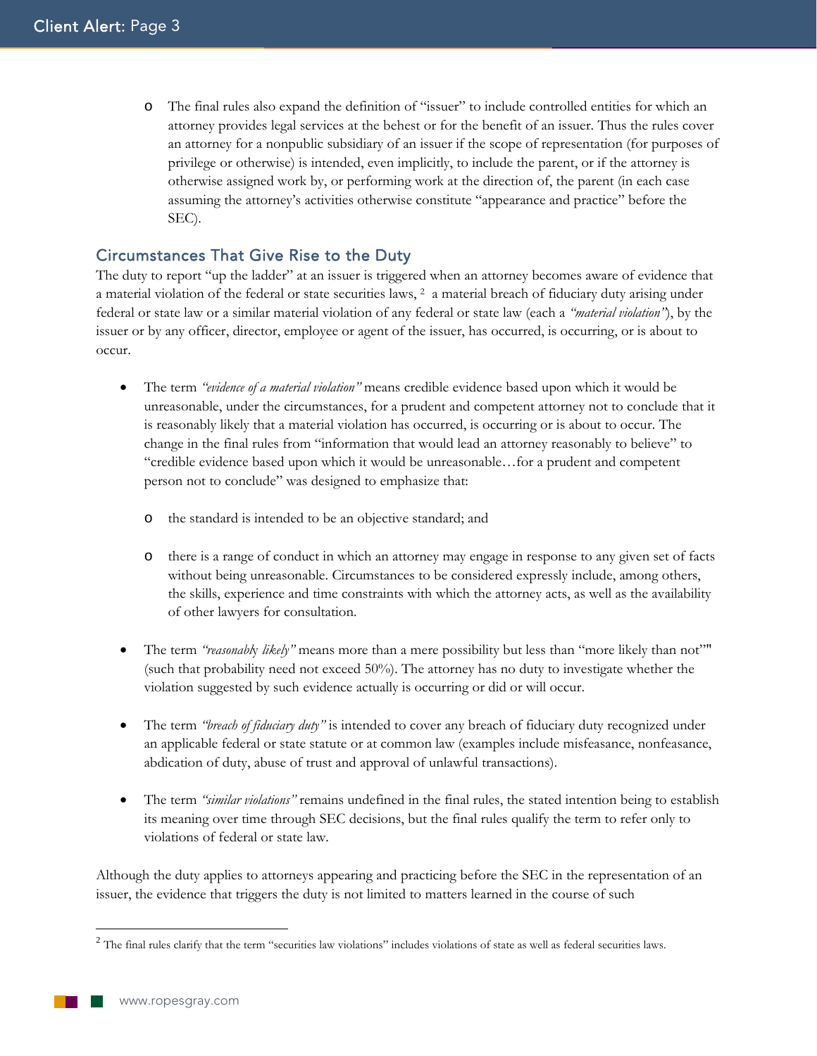- The final rules also expand the definition of "issuer" to include controlled entities for which an attorney provides legal services at the behest or for the benefit of an issuer. Thus the rules cover an attorney for a nonpublic subsidiary of an issuer if the scope of representation (for purposes of privilege or otherwise) is intended, even implicitly, to include the parent, or if the attorney is otherwise assigned work by, or performing work at the direction of, the parent (in each case assuming the attorney's activities otherwise constitute "appearance and practice" before the SEC).

## Circumstances That Give Rise to the Duty

The duty to report "up the ladder" at an issuer is triggered when an attorney becomes aware of evidence that a material violation of the federal or state securities laws, [2] a material breach of fiduciary duty arising under federal or state law or a similar material violation of any federal or state law (each a *"material violation"*), by the issuer or by any officer, director, employee or agent of the issuer, has occurred, is occurring, or is about to occur.

- The term *"evidence of a material violation"* means credible evidence based upon which it would be unreasonable, under the circumstances, for a prudent and competent attorney not to conclude that it is reasonably likely that a material violation has occurred, is occurring or is about to occur. The change in the final rules from "information that would lead an attorney reasonably to believe" to "credible evidence based upon which it would be unreasonable…for a prudent and competent person not to conclude" was designed to emphasize that:
  - the standard is intended to be an objective standard; and
  - there is a range of conduct in which an attorney may engage in response to any given set of facts without being unreasonable. Circumstances to be considered expressly include, among others, the skills, experience and time constraints with which the attorney acts, as well as the availability of other lawyers for consultation.
- The term *"reasonably likely"* means more than a mere possibility but less than "more likely than not"" (such that probability need not exceed 50%). The attorney has no duty to investigate whether the violation suggested by such evidence actually is occurring or did or will occur.
- The term *"breach of fiduciary duty"* is intended to cover any breach of fiduciary duty recognized under an applicable federal or state statute or at common law (examples include misfeasance, nonfeasance, abdication of duty, abuse of trust and approval of unlawful transactions).
- The term *"similar violations"* remains undefined in the final rules, the stated intention being to establish its meaning over time through SEC decisions, but the final rules qualify the term to refer only to violations of federal or state law.

Although the duty applies to attorneys appearing and practicing before the SEC in the representation of an issuer, the evidence that triggers the duty is not limited to matters learned in the course of such

---

[2] The final rules clarify that the term "securities law violations" includes violations of state as well as federal securities laws.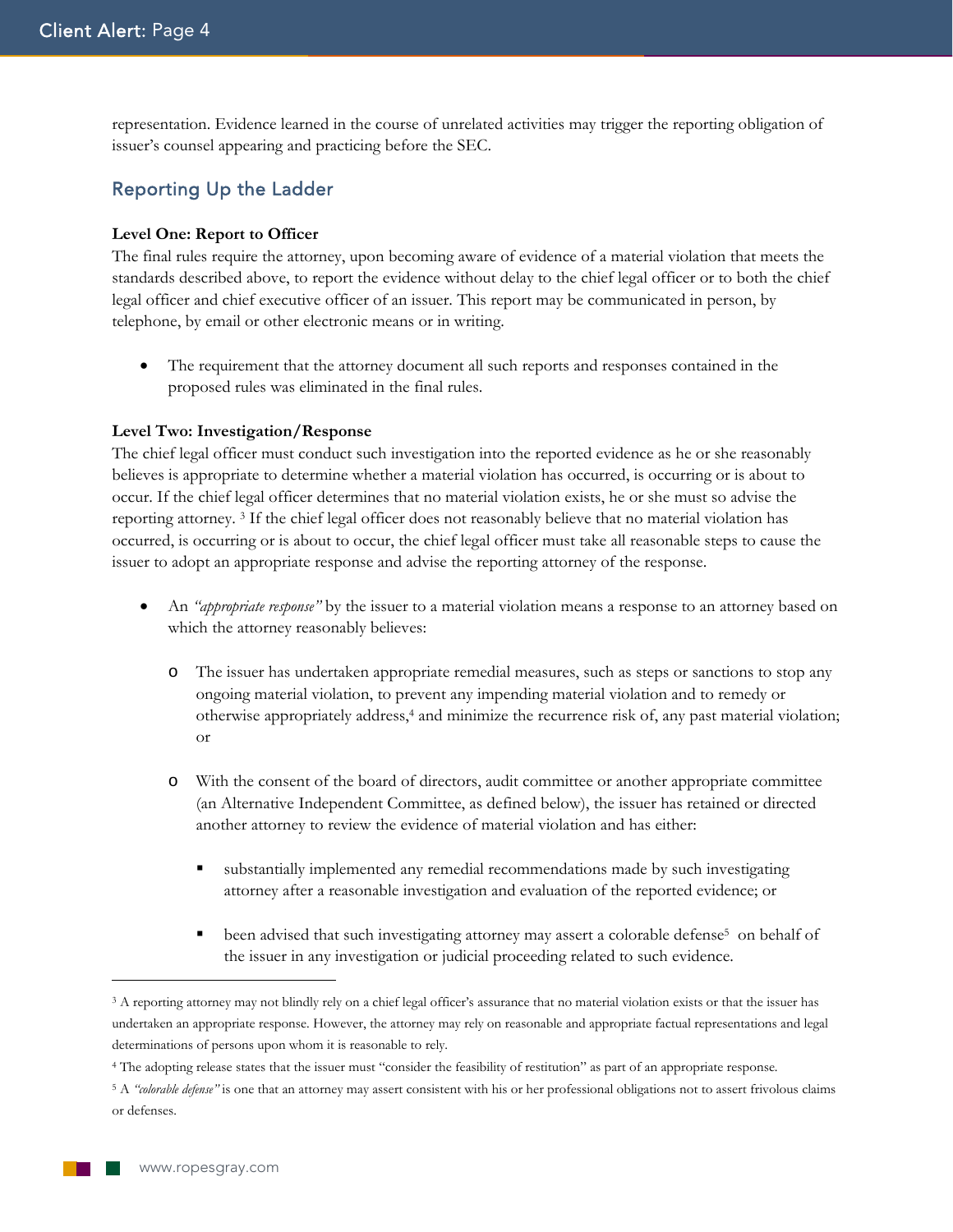representation. Evidence learned in the course of unrelated activities may trigger the reporting obligation of issuer's counsel appearing and practicing before the SEC.

## Reporting Up the Ladder

**Level One: Report to Officer**

The final rules require the attorney, upon becoming aware of evidence of a material violation that meets the standards described above, to report the evidence without delay to the chief legal officer or to both the chief legal officer and chief executive officer of an issuer. This report may be communicated in person, by telephone, by email or other electronic means or in writing.

- The requirement that the attorney document all such reports and responses contained in the proposed rules was eliminated in the final rules.

**Level Two: Investigation/Response**

The chief legal officer must conduct such investigation into the reported evidence as he or she reasonably believes is appropriate to determine whether a material violation has occurred, is occurring or is about to occur. If the chief legal officer determines that no material violation exists, he or she must so advise the reporting attorney. [3] If the chief legal officer does not reasonably believe that no material violation has occurred, is occurring or is about to occur, the chief legal officer must take all reasonable steps to cause the issuer to adopt an appropriate response and advise the reporting attorney of the response.

- An *"appropriate response"* by the issuer to a material violation means a response to an attorney based on which the attorney reasonably believes:
  - The issuer has undertaken appropriate remedial measures, such as steps or sanctions to stop any ongoing material violation, to prevent any impending material violation and to remedy or otherwise appropriately address,[4] and minimize the recurrence risk of, any past material violation; or
  - With the consent of the board of directors, audit committee or another appropriate committee (an Alternative Independent Committee, as defined below), the issuer has retained or directed another attorney to review the evidence of material violation and has either:
    - substantially implemented any remedial recommendations made by such investigating attorney after a reasonable investigation and evaluation of the reported evidence; or
    - been advised that such investigating attorney may assert a colorable defense[5] on behalf of the issuer in any investigation or judicial proceeding related to such evidence.

---

[3] A reporting attorney may not blindly rely on a chief legal officer's assurance that no material violation exists or that the issuer has undertaken an appropriate response. However, the attorney may rely on reasonable and appropriate factual representations and legal determinations of persons upon whom it is reasonable to rely.

[4] The adopting release states that the issuer must "consider the feasibility of restitution" as part of an appropriate response.

[5] A *"colorable defense"* is one that an attorney may assert consistent with his or her professional obligations not to assert frivolous claims or defenses.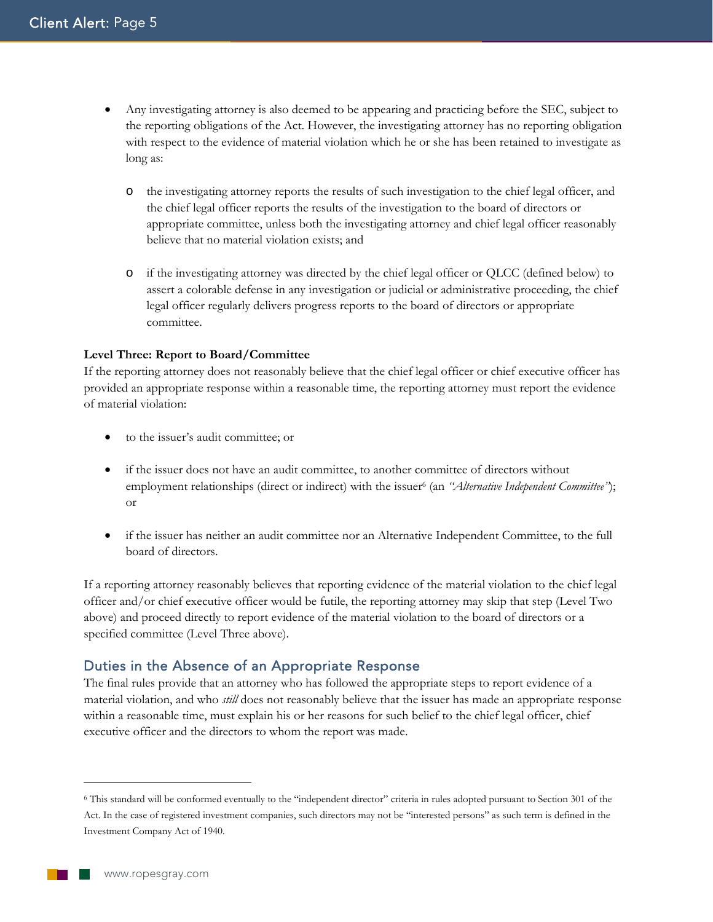- Any investigating attorney is also deemed to be appearing and practicing before the SEC, subject to the reporting obligations of the Act. However, the investigating attorney has no reporting obligation with respect to the evidence of material violation which he or she has been retained to investigate as long as:

    - the investigating attorney reports the results of such investigation to the chief legal officer, and the chief legal officer reports the results of the investigation to the board of directors or appropriate committee, unless both the investigating attorney and chief legal officer reasonably believe that no material violation exists; and

    - if the investigating attorney was directed by the chief legal officer or QLCC (defined below) to assert a colorable defense in any investigation or judicial or administrative proceeding, the chief legal officer regularly delivers progress reports to the board of directors or appropriate committee.

**Level Three: Report to Board/Committee**

If the reporting attorney does not reasonably believe that the chief legal officer or chief executive officer has provided an appropriate response within a reasonable time, the reporting attorney must report the evidence of material violation:

- to the issuer's audit committee; or

- if the issuer does not have an audit committee, to another committee of directors without employment relationships (direct or indirect) with the issuer[6] (an *"Alternative Independent Committee"*); or

- if the issuer has neither an audit committee nor an Alternative Independent Committee, to the full board of directors.

If a reporting attorney reasonably believes that reporting evidence of the material violation to the chief legal officer and/or chief executive officer would be futile, the reporting attorney may skip that step (Level Two above) and proceed directly to report evidence of the material violation to the board of directors or a specified committee (Level Three above).

## Duties in the Absence of an Appropriate Response

The final rules provide that an attorney who has followed the appropriate steps to report evidence of a material violation, and who *still* does not reasonably believe that the issuer has made an appropriate response within a reasonable time, must explain his or her reasons for such belief to the chief legal officer, chief executive officer and the directors to whom the report was made.

---

[6] This standard will be conformed eventually to the "independent director" criteria in rules adopted pursuant to Section 301 of the Act. In the case of registered investment companies, such directors may not be "interested persons" as such term is defined in the Investment Company Act of 1940.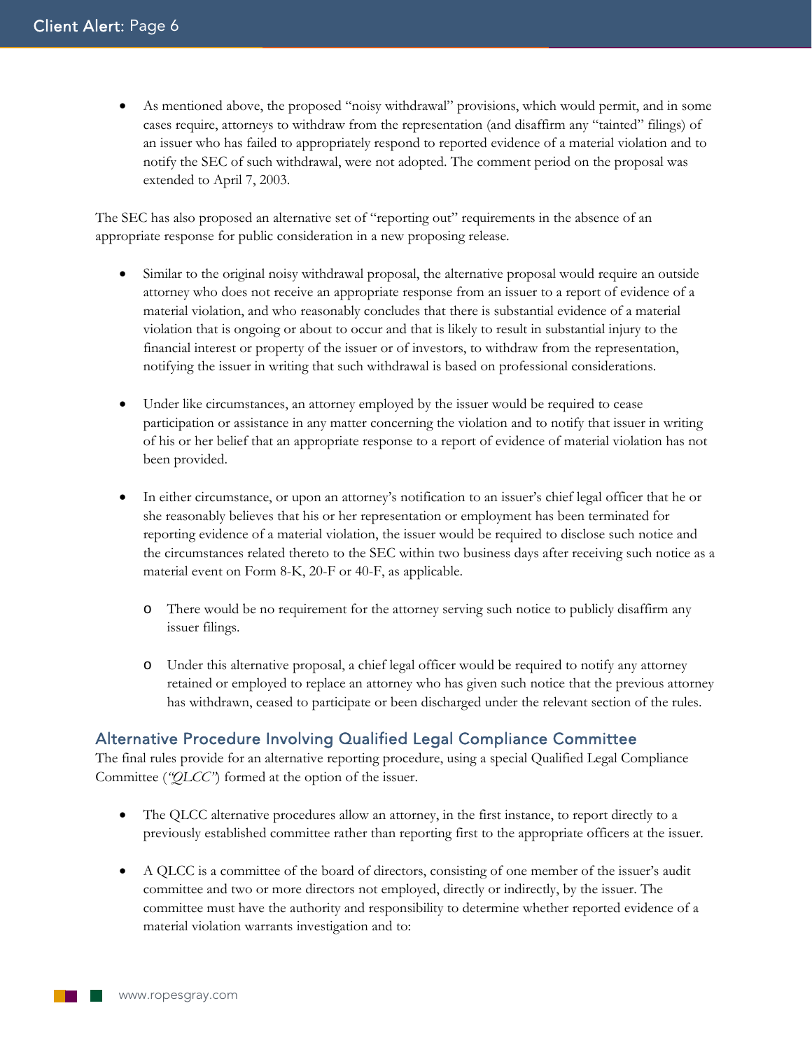- As mentioned above, the proposed "noisy withdrawal" provisions, which would permit, and in some cases require, attorneys to withdraw from the representation (and disaffirm any "tainted" filings) of an issuer who has failed to appropriately respond to reported evidence of a material violation and to notify the SEC of such withdrawal, were not adopted. The comment period on the proposal was extended to April 7, 2003.

The SEC has also proposed an alternative set of "reporting out" requirements in the absence of an appropriate response for public consideration in a new proposing release.

- Similar to the original noisy withdrawal proposal, the alternative proposal would require an outside attorney who does not receive an appropriate response from an issuer to a report of evidence of a material violation, and who reasonably concludes that there is substantial evidence of a material violation that is ongoing or about to occur and that is likely to result in substantial injury to the financial interest or property of the issuer or of investors, to withdraw from the representation, notifying the issuer in writing that such withdrawal is based on professional considerations.

- Under like circumstances, an attorney employed by the issuer would be required to cease participation or assistance in any matter concerning the violation and to notify that issuer in writing of his or her belief that an appropriate response to a report of evidence of material violation has not been provided.

- In either circumstance, or upon an attorney's notification to an issuer's chief legal officer that he or she reasonably believes that his or her representation or employment has been terminated for reporting evidence of a material violation, the issuer would be required to disclose such notice and the circumstances related thereto to the SEC within two business days after receiving such notice as a material event on Form 8-K, 20-F or 40-F, as applicable.
  - There would be no requirement for the attorney serving such notice to publicly disaffirm any issuer filings.
  - Under this alternative proposal, a chief legal officer would be required to notify any attorney retained or employed to replace an attorney who has given such notice that the previous attorney has withdrawn, ceased to participate or been discharged under the relevant section of the rules.

## Alternative Procedure Involving Qualified Legal Compliance Committee

The final rules provide for an alternative reporting procedure, using a special Qualified Legal Compliance Committee (*"QLCC"*) formed at the option of the issuer.

- The QLCC alternative procedures allow an attorney, in the first instance, to report directly to a previously established committee rather than reporting first to the appropriate officers at the issuer.

- A QLCC is a committee of the board of directors, consisting of one member of the issuer's audit committee and two or more directors not employed, directly or indirectly, by the issuer. The committee must have the authority and responsibility to determine whether reported evidence of a material violation warrants investigation and to: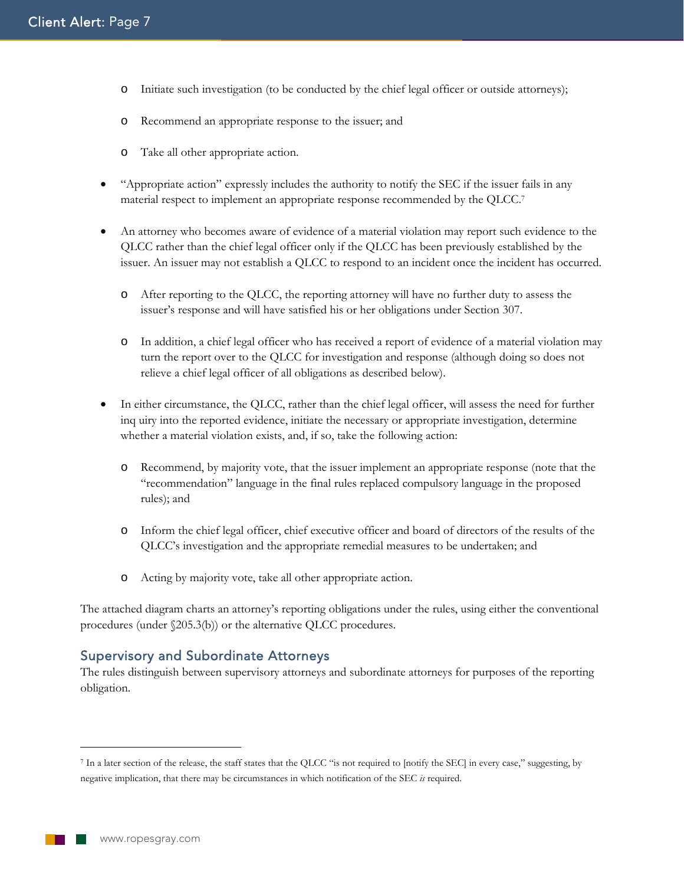- Initiate such investigation (to be conducted by the chief legal officer or outside attorneys);
  - Recommend an appropriate response to the issuer; and
  - Take all other appropriate action.

- "Appropriate action" expressly includes the authority to notify the SEC if the issuer fails in any material respect to implement an appropriate response recommended by the QLCC.[7]

- An attorney who becomes aware of evidence of a material violation may report such evidence to the QLCC rather than the chief legal officer only if the QLCC has been previously established by the issuer. An issuer may not establish a QLCC to respond to an incident once the incident has occurred.
  - After reporting to the QLCC, the reporting attorney will have no further duty to assess the issuer's response and will have satisfied his or her obligations under Section 307.
  - In addition, a chief legal officer who has received a report of evidence of a material violation may turn the report over to the QLCC for investigation and response (although doing so does not relieve a chief legal officer of all obligations as described below).

- In either circumstance, the QLCC, rather than the chief legal officer, will assess the need for further inq uiry into the reported evidence, initiate the necessary or appropriate investigation, determine whether a material violation exists, and, if so, take the following action:
  - Recommend, by majority vote, that the issuer implement an appropriate response (note that the "recommendation" language in the final rules replaced compulsory language in the proposed rules); and
  - Inform the chief legal officer, chief executive officer and board of directors of the results of the QLCC's investigation and the appropriate remedial measures to be undertaken; and
  - Acting by majority vote, take all other appropriate action.

The attached diagram charts an attorney's reporting obligations under the rules, using either the conventional procedures (under §205.3(b)) or the alternative QLCC procedures.

## Supervisory and Subordinate Attorneys

The rules distinguish between supervisory attorneys and subordinate attorneys for purposes of the reporting obligation.

---

[7] In a later section of the release, the staff states that the QLCC "is not required to [notify the SEC] in every case," suggesting, by negative implication, that there may be circumstances in which notification of the SEC *is* required.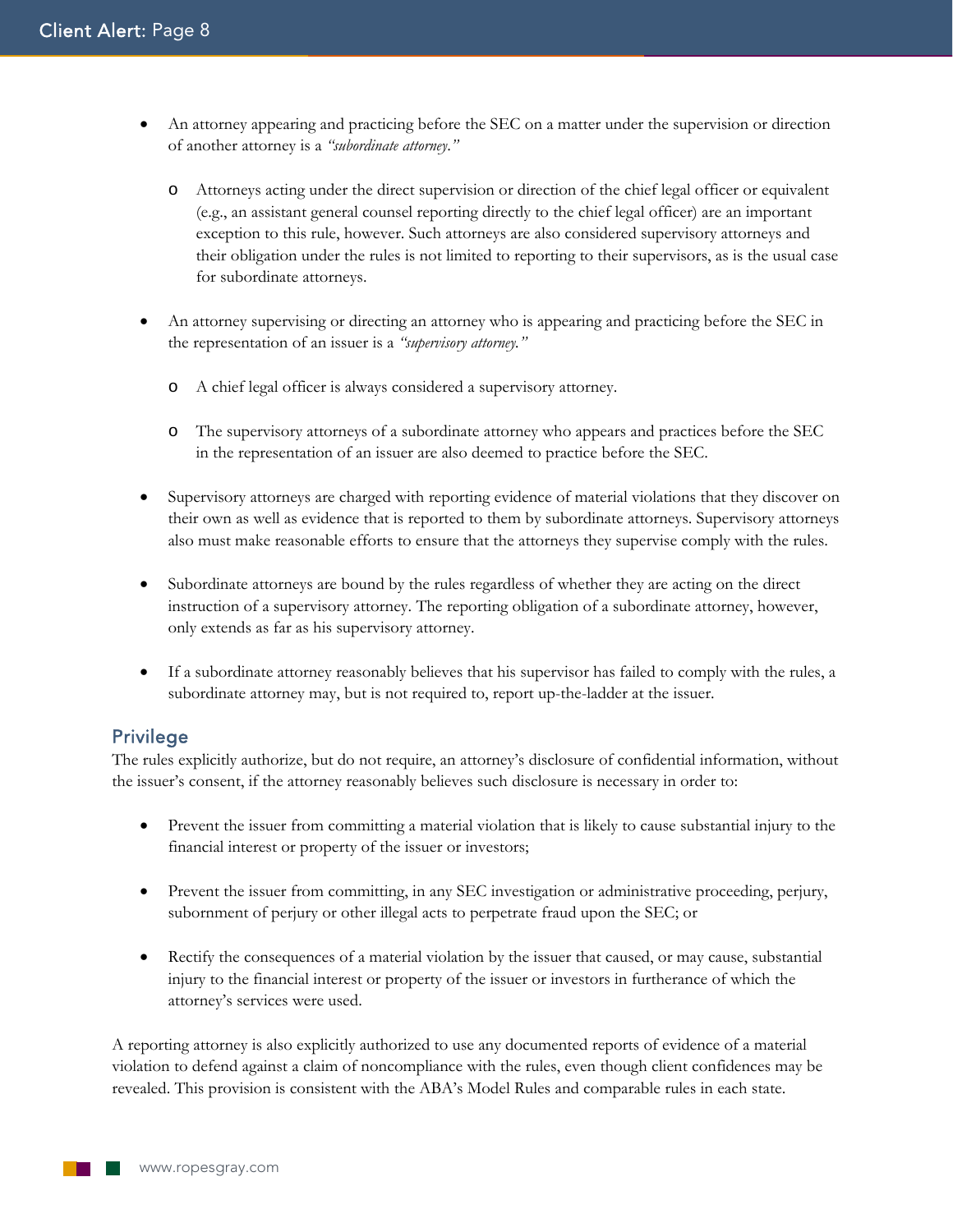- An attorney appearing and practicing before the SEC on a matter under the supervision or direction of another attorney is a *"subordinate attorney."*
  - Attorneys acting under the direct supervision or direction of the chief legal officer or equivalent (e.g., an assistant general counsel reporting directly to the chief legal officer) are an important exception to this rule, however. Such attorneys are also considered supervisory attorneys and their obligation under the rules is not limited to reporting to their supervisors, as is the usual case for subordinate attorneys.
- An attorney supervising or directing an attorney who is appearing and practicing before the SEC in the representation of an issuer is a *"supervisory attorney."*
  - A chief legal officer is always considered a supervisory attorney.
  - The supervisory attorneys of a subordinate attorney who appears and practices before the SEC in the representation of an issuer are also deemed to practice before the SEC.
- Supervisory attorneys are charged with reporting evidence of material violations that they discover on their own as well as evidence that is reported to them by subordinate attorneys. Supervisory attorneys also must make reasonable efforts to ensure that the attorneys they supervise comply with the rules.
- Subordinate attorneys are bound by the rules regardless of whether they are acting on the direct instruction of a supervisory attorney. The reporting obligation of a subordinate attorney, however, only extends as far as his supervisory attorney.
- If a subordinate attorney reasonably believes that his supervisor has failed to comply with the rules, a subordinate attorney may, but is not required to, report up-the-ladder at the issuer.

## Privilege

The rules explicitly authorize, but do not require, an attorney's disclosure of confidential information, without the issuer's consent, if the attorney reasonably believes such disclosure is necessary in order to:

- Prevent the issuer from committing a material violation that is likely to cause substantial injury to the financial interest or property of the issuer or investors;
- Prevent the issuer from committing, in any SEC investigation or administrative proceeding, perjury, subornment of perjury or other illegal acts to perpetrate fraud upon the SEC; or
- Rectify the consequences of a material violation by the issuer that caused, or may cause, substantial injury to the financial interest or property of the issuer or investors in furtherance of which the attorney's services were used.

A reporting attorney is also explicitly authorized to use any documented reports of evidence of a material violation to defend against a claim of noncompliance with the rules, even though client confidences may be revealed. This provision is consistent with the ABA's Model Rules and comparable rules in each state.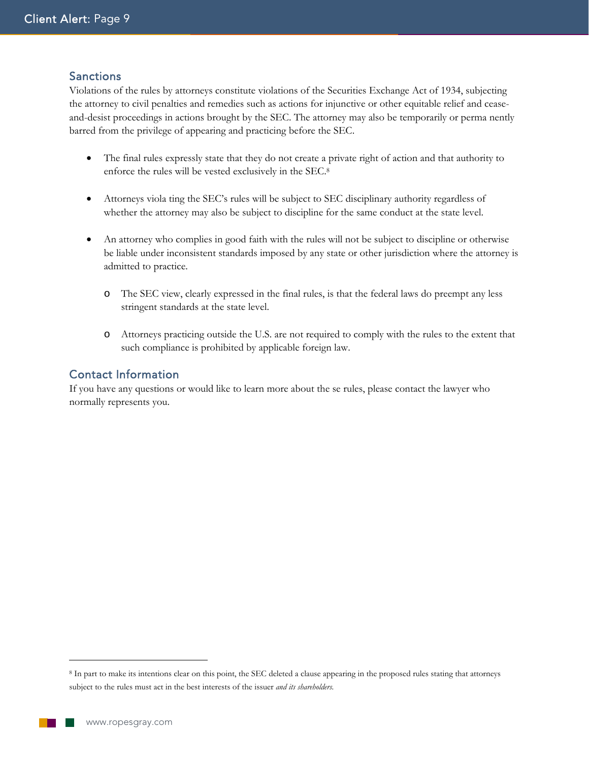## Sanctions

Violations of the rules by attorneys constitute violations of the Securities Exchange Act of 1934, subjecting the attorney to civil penalties and remedies such as actions for injunctive or other equitable relief and cease-and-desist proceedings in actions brought by the SEC. The attorney may also be temporarily or perma nently barred from the privilege of appearing and practicing before the SEC.

- The final rules expressly state that they do not create a private right of action and that authority to enforce the rules will be vested exclusively in the SEC.[8]
- Attorneys viola ting the SEC's rules will be subject to SEC disciplinary authority regardless of whether the attorney may also be subject to discipline for the same conduct at the state level.
- An attorney who complies in good faith with the rules will not be subject to discipline or otherwise be liable under inconsistent standards imposed by any state or other jurisdiction where the attorney is admitted to practice.
  - The SEC view, clearly expressed in the final rules, is that the federal laws do preempt any less stringent standards at the state level.
  - Attorneys practicing outside the U.S. are not required to comply with the rules to the extent that such compliance is prohibited by applicable foreign law.

## Contact Information

If you have any questions or would like to learn more about the se rules, please contact the lawyer who normally represents you.

---

[8] In part to make its intentions clear on this point, the SEC deleted a clause appearing in the proposed rules stating that attorneys subject to the rules must act in the best interests of the issuer *and its shareholders.*